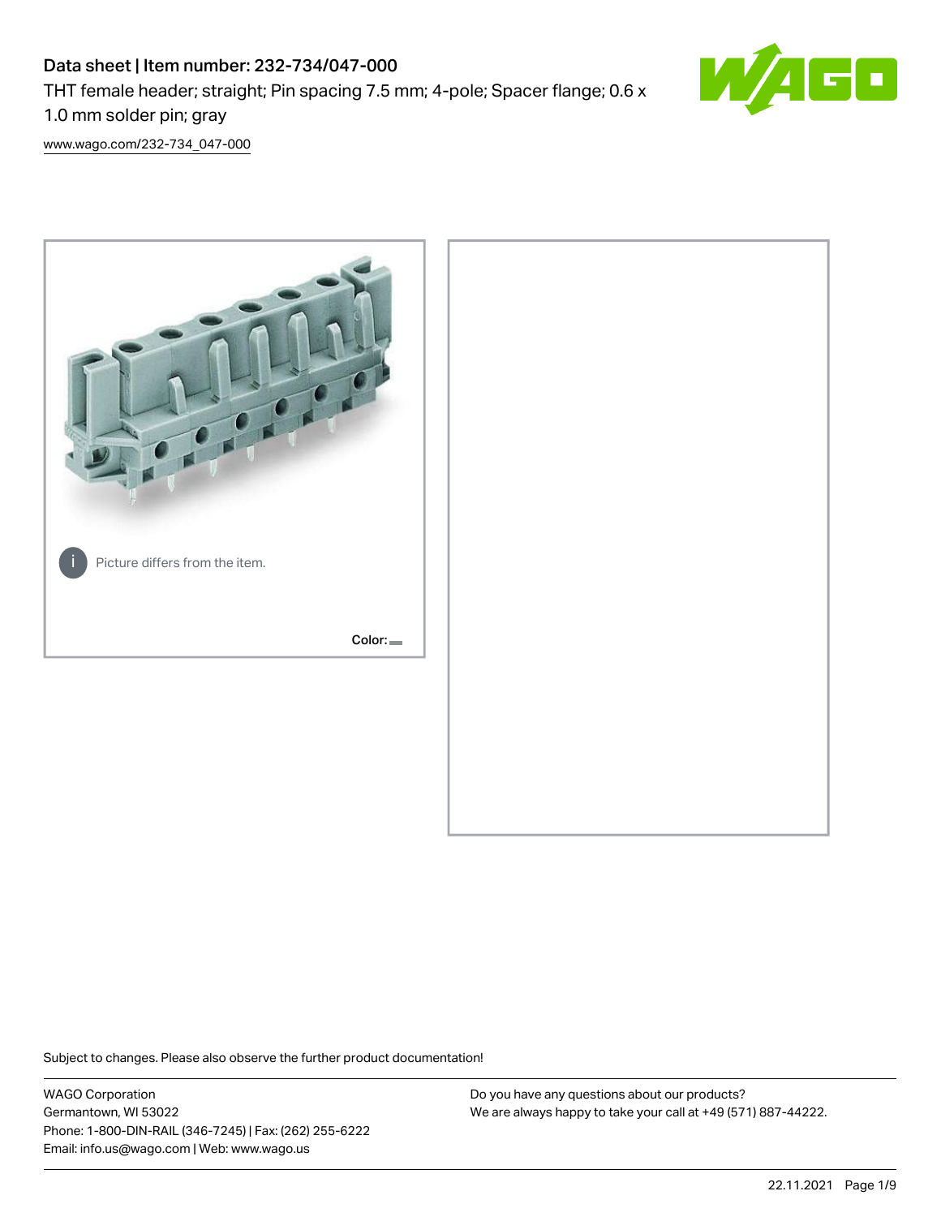# Data sheet | Item number: 232-734/047-000

THT female header; straight; Pin spacing 7.5 mm; 4-pole; Spacer flange; 0.6 x 1.0 mm solder pin; gray

www.wago.com/232-734_047-000

Picture differs from the item.

Color:

Subject to changes. Please also observe the further product documentation!

WAGO Corporation
Germantown, WI 53022
Phone: 1-800-DIN-RAIL (346-7245) | Fax: (262) 255-6222
Email: info.us@wago.com | Web: www.wago.us

Do you have any questions about our products?
We are always happy to take your call at +49 (571) 887-44222.

22.11.2021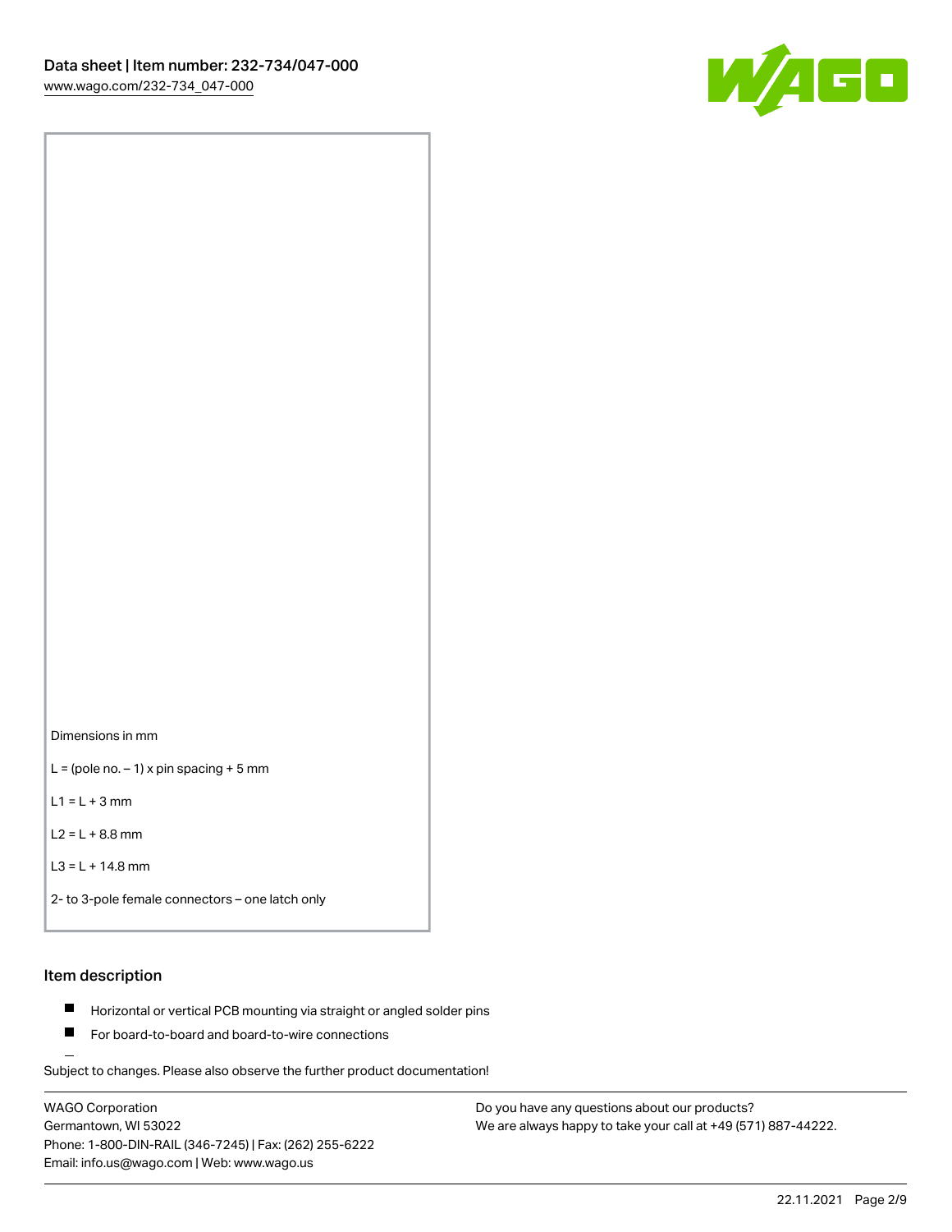Dimensions in mm

L = (pole no. – 1) x pin spacing + 5 mm

L1 = L + 3 mm

L2 = L + 8.8 mm

L3 = L + 14.8 mm

2- to 3-pole female connectors – one latch only

## Item description

- Horizontal or vertical PCB mounting via straight or angled solder pins
- For board-to-board and board-to-wire connections

Subject to changes. Please also observe the further product documentation!

WAGO Corporation
Germantown, WI 53022
Phone: 1-800-DIN-RAIL (346-7245) | Fax: (262) 255-6222
Email: info.us@wago.com | Web: www.wago.us

Do you have any questions about our products?
We are always happy to take your call at +49 (571) 887-44222.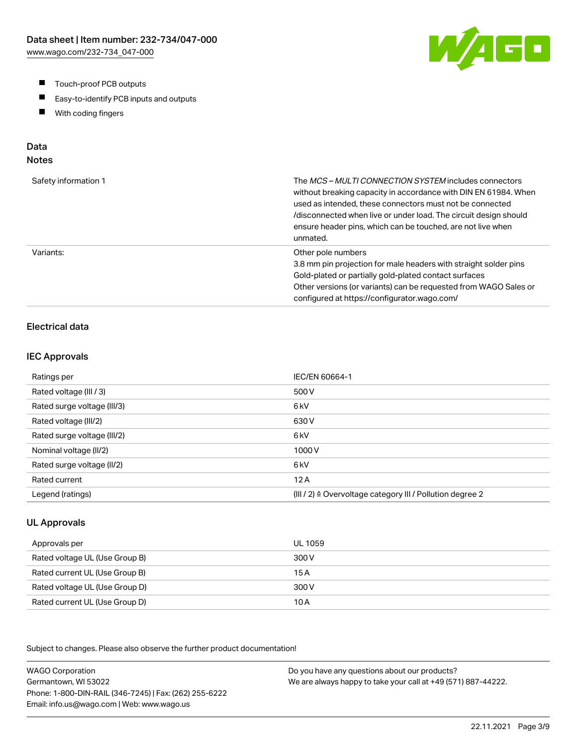- Touch-proof PCB outputs
- Easy-to-identify PCB inputs and outputs
- With coding fingers

## Data

### Notes

| | |
|---|---|
| Safety information 1 | The *MCS – MULTI CONNECTION SYSTEM* includes connectors without breaking capacity in accordance with DIN EN 61984. When used as intended, these connectors must not be connected /disconnected when live or under load. The circuit design should ensure header pins, which can be touched, are not live when unmated. |
| Variants: | Other pole numbers<br>3.8 mm pin projection for male headers with straight solder pins<br>Gold-plated or partially gold-plated contact surfaces<br>Other versions (or variants) can be requested from WAGO Sales or configured at https://configurator.wago.com/ |

### Electrical data

#### IEC Approvals

| | |
|---|---|
| Ratings per | IEC/EN 60664-1 |
| Rated voltage (III / 3) | 500 V |
| Rated surge voltage (III/3) | 6 kV |
| Rated voltage (III/2) | 630 V |
| Rated surge voltage (III/2) | 6 kV |
| Nominal voltage (II/2) | 1000 V |
| Rated surge voltage (II/2) | 6 kV |
| Rated current | 12 A |
| Legend (ratings) | (III / 2) ≙ Overvoltage category III / Pollution degree 2 |

#### UL Approvals

| | |
|---|---|
| Approvals per | UL 1059 |
| Rated voltage UL (Use Group B) | 300 V |
| Rated current UL (Use Group B) | 15 A |
| Rated voltage UL (Use Group D) | 300 V |
| Rated current UL (Use Group D) | 10 A |

Subject to changes. Please also observe the further product documentation!

WAGO Corporation
Germantown, WI 53022
Phone: 1-800-DIN-RAIL (346-7245) | Fax: (262) 255-6222
Email: info.us@wago.com | Web: www.wago.us

Do you have any questions about our products?
We are always happy to take your call at +49 (571) 887-44222.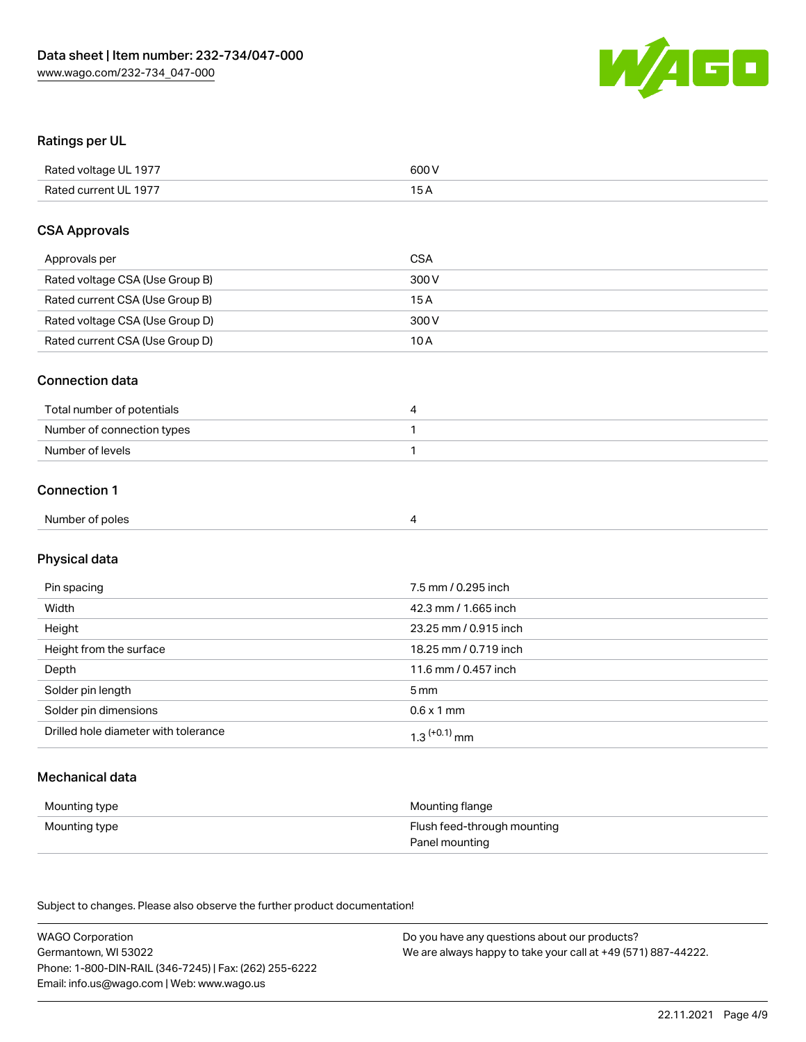## Ratings per UL

| | |
|---|---|
| Rated voltage UL 1977 | 600 V |
| Rated current UL 1977 | 15 A |

## CSA Approvals

| | |
|---|---|
| Approvals per | CSA |
| Rated voltage CSA (Use Group B) | 300 V |
| Rated current CSA (Use Group B) | 15 A |
| Rated voltage CSA (Use Group D) | 300 V |
| Rated current CSA (Use Group D) | 10 A |

## Connection data

| | |
|---|---|
| Total number of potentials | 4 |
| Number of connection types | 1 |
| Number of levels | 1 |

## Connection 1

| | |
|---|---|
| Number of poles | 4 |

## Physical data

| | |
|---|---|
| Pin spacing | 7.5 mm / 0.295 inch |
| Width | 42.3 mm / 1.665 inch |
| Height | 23.25 mm / 0.915 inch |
| Height from the surface | 18.25 mm / 0.719 inch |
| Depth | 11.6 mm / 0.457 inch |
| Solder pin length | 5 mm |
| Solder pin dimensions | 0.6 x 1 mm |
| Drilled hole diameter with tolerance | $1.3^{(+0.1)}$ mm |

## Mechanical data

| | |
|---|---|
| Mounting type | Mounting flange |
| Mounting type | Flush feed-through mounting<br>Panel mounting |

Subject to changes. Please also observe the further product documentation!

WAGO Corporation
Germantown, WI 53022
Phone: 1-800-DIN-RAIL (346-7245) | Fax: (262) 255-6222
Email: info.us@wago.com | Web: www.wago.us

Do you have any questions about our products?
We are always happy to take your call at +49 (571) 887-44222.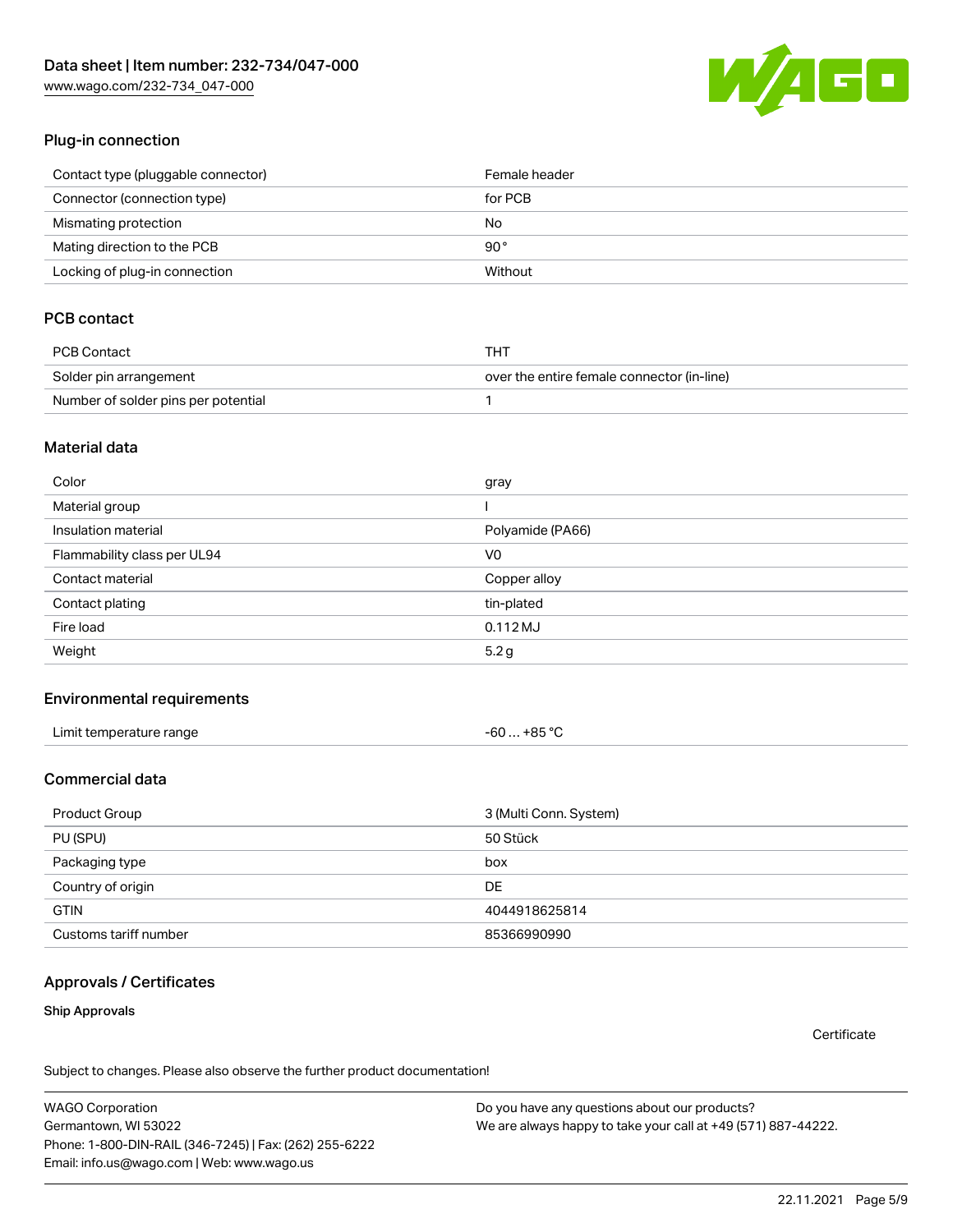## Plug-in connection

| | |
|---|---|
| Contact type (pluggable connector) | Female header |
| Connector (connection type) | for PCB |
| Mismating protection | No |
| Mating direction to the PCB | 90 ° |
| Locking of plug-in connection | Without |

## PCB contact

| | |
|---|---|
| PCB Contact | THT |
| Solder pin arrangement | over the entire female connector (in-line) |
| Number of solder pins per potential | 1 |

## Material data

| | |
|---|---|
| Color | gray |
| Material group | I |
| Insulation material | Polyamide (PA66) |
| Flammability class per UL94 | V0 |
| Contact material | Copper alloy |
| Contact plating | tin-plated |
| Fire load | 0.112 MJ |
| Weight | 5.2 g |

## Environmental requirements

| | |
|---|---|
| Limit temperature range | -60 … +85 °C |

## Commercial data

| | |
|---|---|
| Product Group | 3 (Multi Conn. System) |
| PU (SPU) | 50 Stück |
| Packaging type | box |
| Country of origin | DE |
| GTIN | 4044918625814 |
| Customs tariff number | 85366990990 |

## Approvals / Certificates

### Ship Approvals

Certificate

Subject to changes. Please also observe the further product documentation!

WAGO Corporation
Germantown, WI 53022
Phone: 1-800-DIN-RAIL (346-7245) | Fax: (262) 255-6222
Email: info.us@wago.com | Web: www.wago.us

Do you have any questions about our products?
We are always happy to take your call at +49 (571) 887-44222.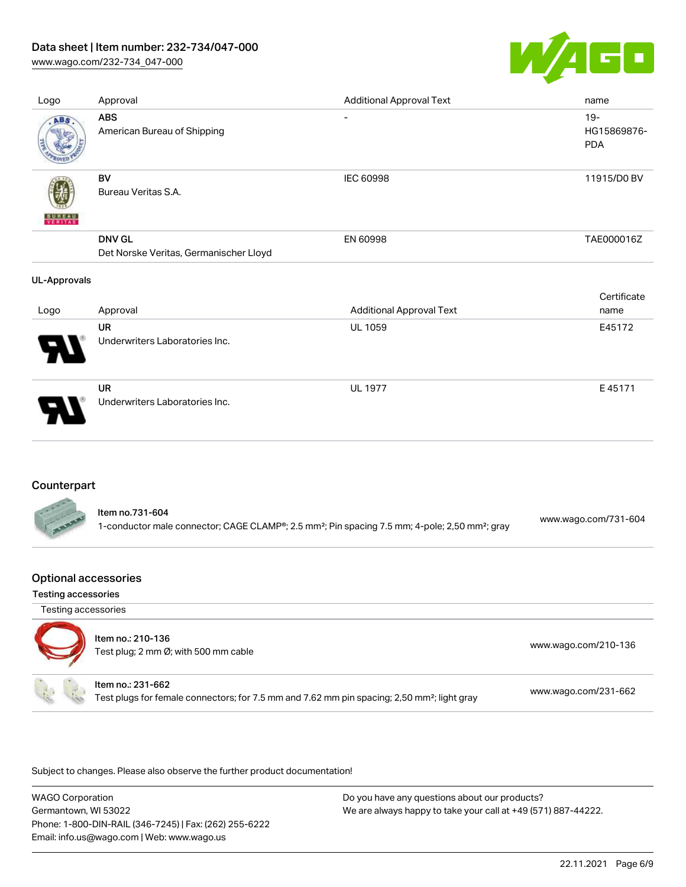| Logo | Approval | Additional Approval Text | name |
| --- | --- | --- | --- |
| | **ABS**<br>American Bureau of Shipping | - | 19-HG15869876-PDA |
| | **BV**<br>Bureau Veritas S.A. | IEC 60998 | 11915/D0 BV |
| | **DNV GL**<br>Det Norske Veritas, Germanischer Lloyd | EN 60998 | TAE000016Z |

**UL-Approvals**

| Logo | Approval | Additional Approval Text | Certificate name |
| --- | --- | --- | --- |
| | **UR**<br>Underwriters Laboratories Inc. | UL 1059 | E45172 |
| | **UR**<br>Underwriters Laboratories Inc. | UL 1977 | E 45171 |

## Counterpart

| Item | Link |
| --- | --- |
| **Item no.731-604**<br>1-conductor male connector; CAGE CLAMP®; 2.5 mm²; Pin spacing 7.5 mm; 4-pole; 2,50 mm²; gray | www.wago.com/731-604 |

## Optional accessories

### Testing accessories

| Testing accessories | |
| --- | --- |
| **Item no.: 210-136**<br>Test plug; 2 mm Ø; with 500 mm cable | www.wago.com/210-136 |
| **Item no.: 231-662**<br>Test plugs for female connectors; for 7.5 mm and 7.62 mm pin spacing; 2,50 mm²; light gray | www.wago.com/231-662 |

Subject to changes. Please also observe the further product documentation!

WAGO Corporation
Germantown, WI 53022
Phone: 1-800-DIN-RAIL (346-7245) | Fax: (262) 255-6222
Email: info.us@wago.com | Web: www.wago.us

Do you have any questions about our products?
We are always happy to take your call at +49 (571) 887-44222.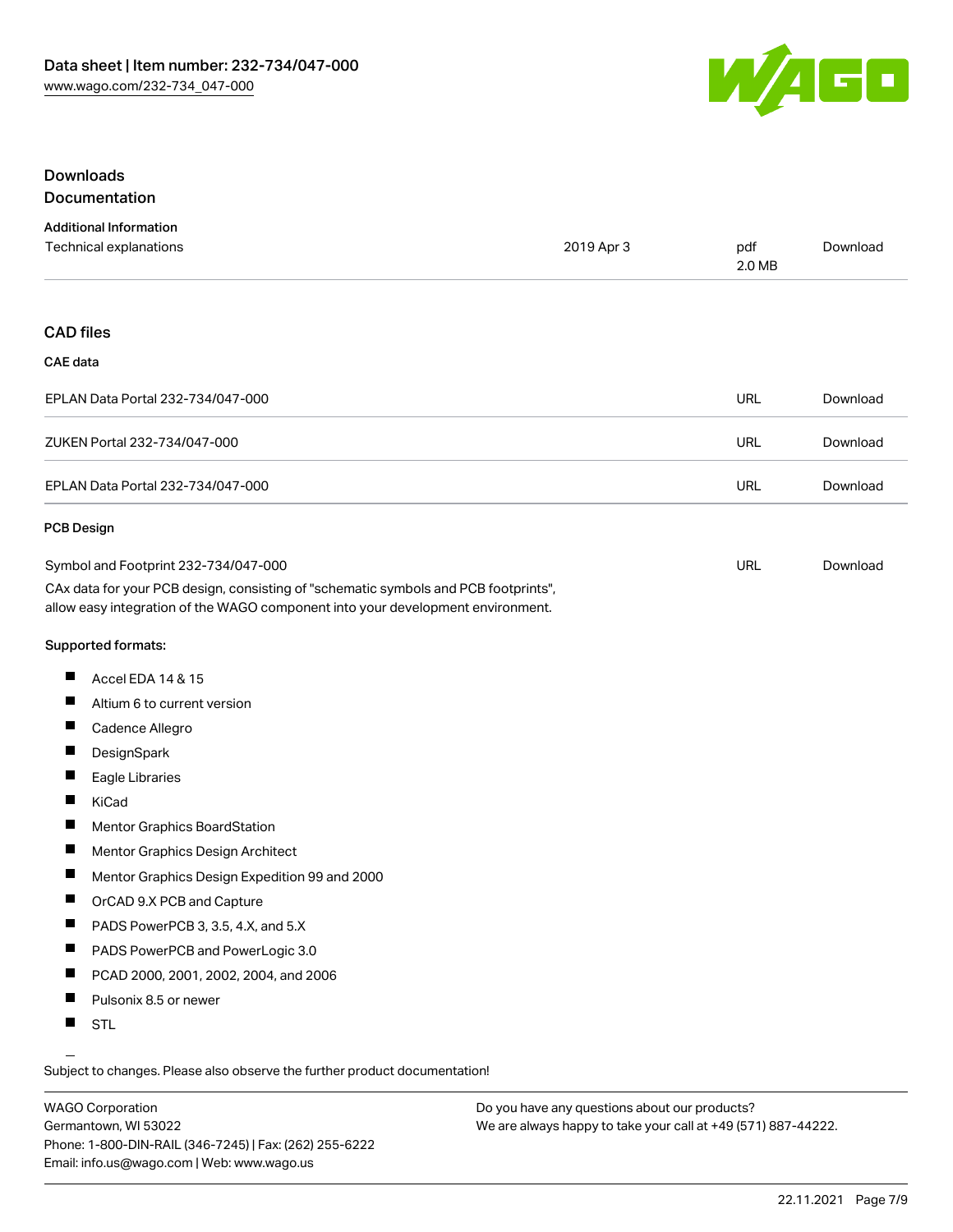## Downloads

### Documentation

#### Additional Information

| Technical explanations | 2019 Apr 3 | pdf 2.0 MB | Download |
| --- | --- | --- | --- |

### CAD files

#### CAE data

| | | |
| --- | --- | --- |
| EPLAN Data Portal 232-734/047-000 | URL | Download |
| ZUKEN Portal 232-734/047-000 | URL | Download |
| EPLAN Data Portal 232-734/047-000 | URL | Download |

#### PCB Design

| | | |
| --- | --- | --- |
| Symbol and Footprint 232-734/047-000 | URL | Download |

CAx data for your PCB design, consisting of "schematic symbols and PCB footprints", allow easy integration of the WAGO component into your development environment.

**Supported formats:**

- Accel EDA 14 & 15
- Altium 6 to current version
- Cadence Allegro
- DesignSpark
- Eagle Libraries
- KiCad
- Mentor Graphics BoardStation
- Mentor Graphics Design Architect
- Mentor Graphics Design Expedition 99 and 2000
- OrCAD 9.X PCB and Capture
- PADS PowerPCB 3, 3.5, 4.X, and 5.X
- PADS PowerPCB and PowerLogic 3.0
- PCAD 2000, 2001, 2002, 2004, and 2006
- Pulsonix 8.5 or newer
- STL

Subject to changes. Please also observe the further product documentation!

WAGO Corporation
Germantown, WI 53022
Phone: 1-800-DIN-RAIL (346-7245) | Fax: (262) 255-6222
Email: info.us@wago.com | Web: www.wago.us

Do you have any questions about our products?
We are always happy to take your call at +49 (571) 887-44222.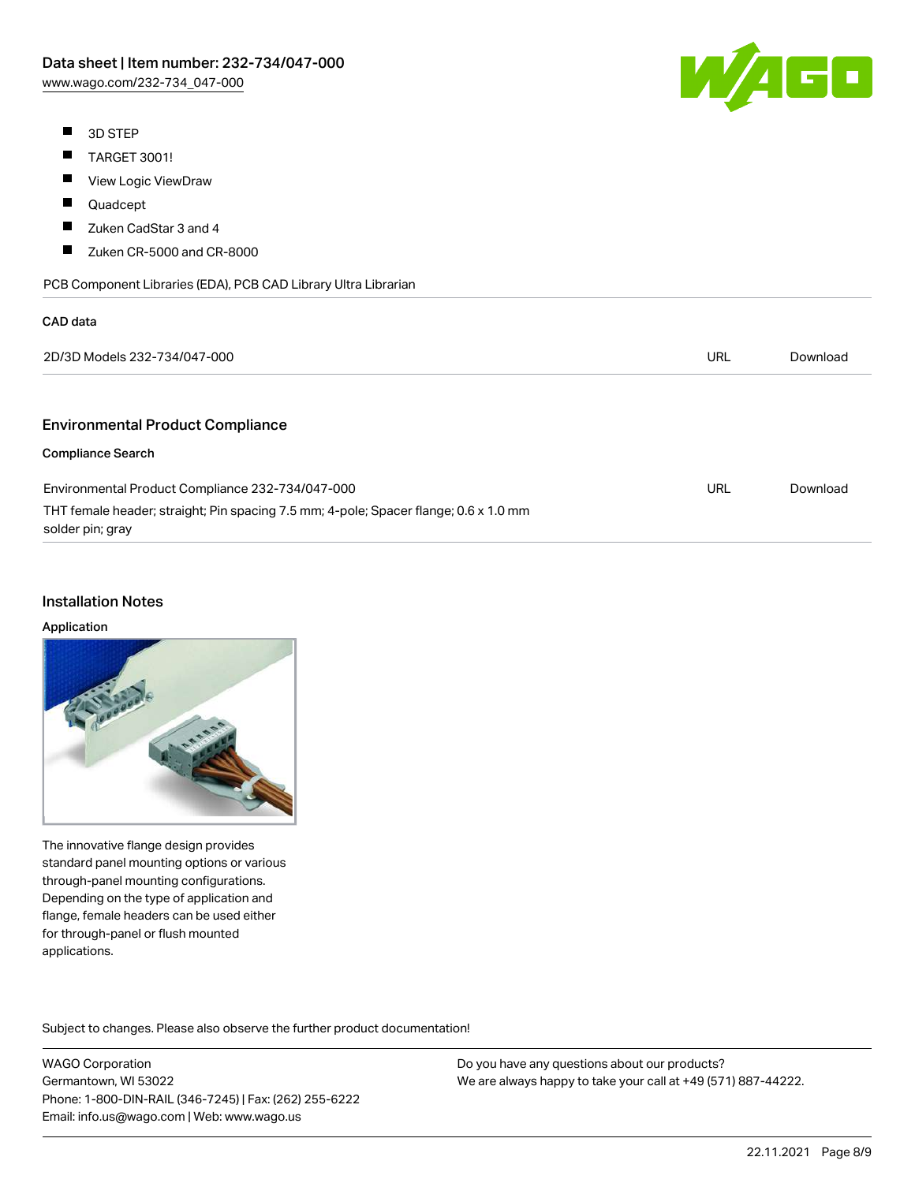- 3D STEP
- TARGET 3001!
- View Logic ViewDraw
- Quadcept
- Zuken CadStar 3 and 4
- Zuken CR-5000 and CR-8000

PCB Component Libraries (EDA), PCB CAD Library Ultra Librarian

### CAD data

| | | |
|---|---|---|
| 2D/3D Models 232-734/047-000 | URL | Download |

## Environmental Product Compliance

### Compliance Search

| | | |
|---|---|---|
| Environmental Product Compliance 232-734/047-000<br>THT female header; straight; Pin spacing 7.5 mm; 4-pole; Spacer flange; 0.6 x 1.0 mm solder pin; gray | URL | Download |

## Installation Notes

### Application

The innovative flange design provides standard panel mounting options or various through-panel mounting configurations. Depending on the type of application and flange, female headers can be used either for through-panel or flush mounted applications.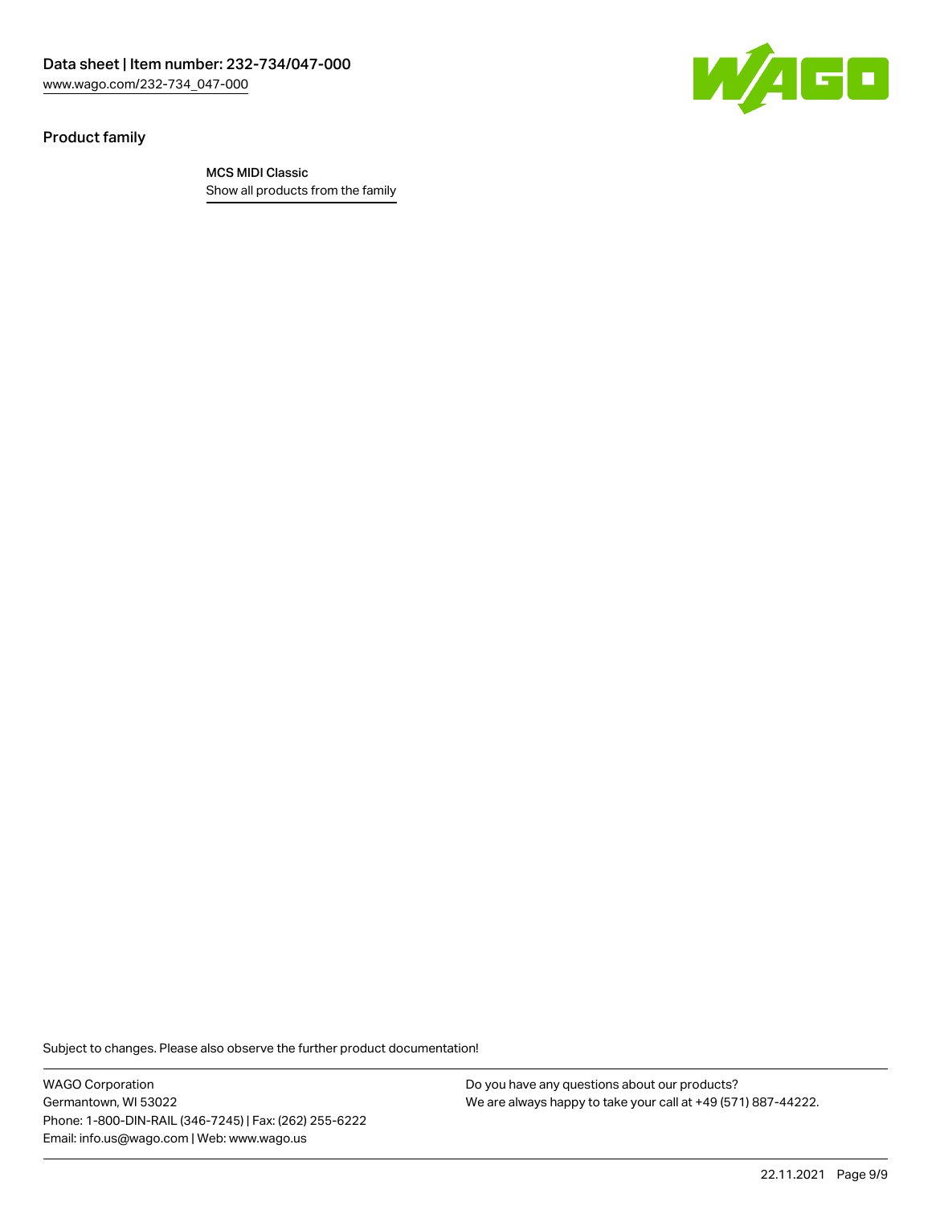## Product family

MCS MIDI Classic
Show all products from the family

Subject to changes. Please also observe the further product documentation!

WAGO Corporation
Germantown, WI 53022
Phone: 1-800-DIN-RAIL (346-7245) | Fax: (262) 255-6222
Email: info.us@wago.com | Web: www.wago.us

Do you have any questions about our products?
We are always happy to take your call at +49 (571) 887-44222.